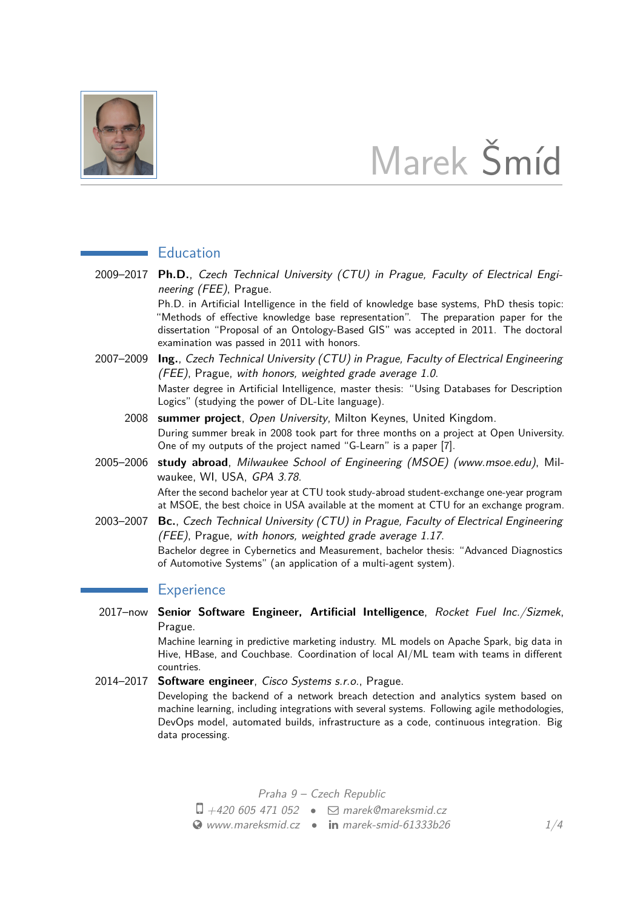# Marek Šmíd

## Education

**2009–2017** **Ph.D.**, *Czech Technical University (CTU) in Prague, Faculty of Electrical Engineering (FEE)*, Prague.

Ph.D. in Artificial Intelligence in the field of knowledge base systems, PhD thesis topic: "Methods of effective knowledge base representation". The preparation paper for the dissertation "Proposal of an Ontology-Based GIS" was accepted in 2011. The doctoral examination was passed in 2011 with honors.

**2007–2009** **Ing.**, *Czech Technical University (CTU) in Prague, Faculty of Electrical Engineering (FEE)*, Prague, *with honors, weighted grade average 1.0*.

Master degree in Artificial Intelligence, master thesis: "Using Databases for Description Logics" (studying the power of DL-Lite language).

**2008** **summer project**, *Open University*, Milton Keynes, United Kingdom.

During summer break in 2008 took part for three months on a project at Open University. One of my outputs of the project named "G-Learn" is a paper [7].

**2005–2006** **study abroad**, *Milwaukee School of Engineering (MSOE) (www.msoe.edu)*, Milwaukee, WI, USA, *GPA 3.78*.

After the second bachelor year at CTU took study-abroad student-exchange one-year program at MSOE, the best choice in USA available at the moment at CTU for an exchange program.

**2003–2007** **Bc.**, *Czech Technical University (CTU) in Prague, Faculty of Electrical Engineering (FEE)*, Prague, *with honors, weighted grade average 1.17*.

Bachelor degree in Cybernetics and Measurement, bachelor thesis: "Advanced Diagnostics of Automotive Systems" (an application of a multi-agent system).

## Experience

**2017–now** **Senior Software Engineer, Artificial Intelligence**, *Rocket Fuel Inc./Sizmek*, Prague.

Machine learning in predictive marketing industry. ML models on Apache Spark, big data in Hive, HBase, and Couchbase. Coordination of local AI/ML team with teams in different countries.

**2014–2017** **Software engineer**, *Cisco Systems s.r.o.*, Prague.

Developing the backend of a network breach detection and analytics system based on machine learning, including integrations with several systems. Following agile methodologies, DevOps model, automated builds, infrastructure as a code, continuous integration. Big data processing.

*Praha 9 – Czech Republic*

*+420 605 471 052* • *marek@mareksmid.cz*

*www.mareksmid.cz* • *marek-smid-61333b26*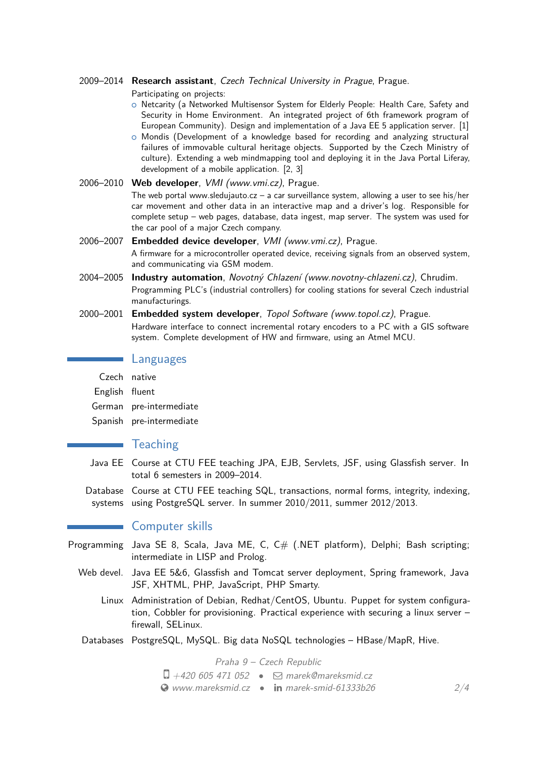**2009–2014** **Research assistant**, *Czech Technical University in Prague*, Prague.

Participating on projects:

- Netcarity (a Networked Multisensor System for Elderly People: Health Care, Safety and Security in Home Environment. An integrated project of 6th framework program of European Community). Design and implementation of a Java EE 5 application server. [1]
- Mondis (Development of a knowledge based for recording and analyzing structural failures of immovable cultural heritage objects. Supported by the Czech Ministry of culture). Extending a web mindmapping tool and deploying it in the Java Portal Liferay, development of a mobile application. [2, 3]

**2006–2010** **Web developer**, *VMI (www.vmi.cz)*, Prague.

The web portal www.sledujauto.cz – a car surveillance system, allowing a user to see his/her car movement and other data in an interactive map and a driver's log. Responsible for complete setup – web pages, database, data ingest, map server. The system was used for the car pool of a major Czech company.

**2006–2007** **Embedded device developer**, *VMI (www.vmi.cz)*, Prague.

A firmware for a microcontroller operated device, receiving signals from an observed system, and communicating via GSM modem.

**2004–2005** **Industry automation**, *Novotný Chlazení (www.novotny-chlazeni.cz)*, Chrudim.

Programming PLC's (industrial controllers) for cooling stations for several Czech industrial manufacturings.

**2000–2001** **Embedded system developer**, *Topol Software (www.topol.cz)*, Prague.

Hardware interface to connect incremental rotary encoders to a PC with a GIS software system. Complete development of HW and firmware, using an Atmel MCU.

## Languages

| | |
|---|---|
| Czech | native |
| English | fluent |
| German | pre-intermediate |
| Spanish | pre-intermediate |

## Teaching

**Java EE** Course at CTU FEE teaching JPA, EJB, Servlets, JSF, using Glassfish server. In total 6 semesters in 2009–2014.

**Database systems** Course at CTU FEE teaching SQL, transactions, normal forms, integrity, indexing, using PostgreSQL server. In summer 2010/2011, summer 2012/2013.

## Computer skills

**Programming** Java SE 8, Scala, Java ME, C, C# (.NET platform), Delphi; Bash scripting; intermediate in LISP and Prolog.

**Web devel.** Java EE 5&6, Glassfish and Tomcat server deployment, Spring framework, Java JSF, XHTML, PHP, JavaScript, PHP Smarty.

**Linux** Administration of Debian, Redhat/CentOS, Ubuntu. Puppet for system configuration, Cobbler for provisioning. Practical experience with securing a linux server – firewall, SELinux.

**Databases** PostgreSQL, MySQL. Big data NoSQL technologies – HBase/MapR, Hive.

*Praha 9 – Czech Republic*
*+420 605 471 052* • *marek@mareksmid.cz*
*www.mareksmid.cz* • *marek-smid-61333b26*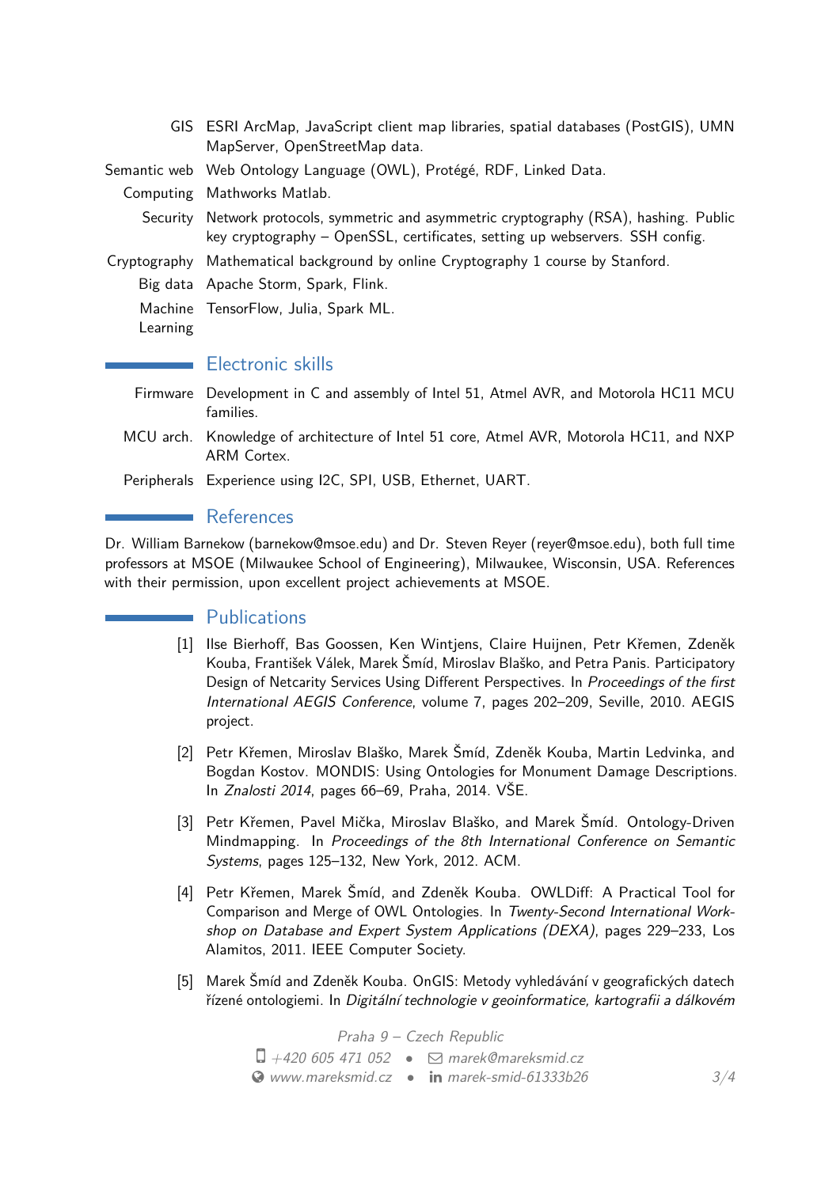| | |
|---|---|
| GIS | ESRI ArcMap, JavaScript client map libraries, spatial databases (PostGIS), UMN MapServer, OpenStreetMap data. |
| Semantic web | Web Ontology Language (OWL), Protégé, RDF, Linked Data. |
| Computing | Mathworks Matlab. |
| Security | Network protocols, symmetric and asymmetric cryptography (RSA), hashing. Public key cryptography – OpenSSL, certificates, setting up webservers. SSH config. |
| Cryptography | Mathematical background by online Cryptography 1 course by Stanford. |
| Big data | Apache Storm, Spark, Flink. |
| Machine Learning | TensorFlow, Julia, Spark ML. |

## Electronic skills

| | |
|---|---|
| Firmware | Development in C and assembly of Intel 51, Atmel AVR, and Motorola HC11 MCU families. |
| MCU arch. | Knowledge of architecture of Intel 51 core, Atmel AVR, Motorola HC11, and NXP ARM Cortex. |
| Peripherals | Experience using I2C, SPI, USB, Ethernet, UART. |

## References

Dr. William Barnekow (barnekow@msoe.edu) and Dr. Steven Reyer (reyer@msoe.edu), both full time professors at MSOE (Milwaukee School of Engineering), Milwaukee, Wisconsin, USA. References with their permission, upon excellent project achievements at MSOE.

## Publications

[1] Ilse Bierhoff, Bas Goossen, Ken Wintjens, Claire Huijnen, Petr Křemen, Zdeněk Kouba, František Válek, Marek Šmíd, Miroslav Blaško, and Petra Panis. Participatory Design of Netcarity Services Using Different Perspectives. In *Proceedings of the first International AEGIS Conference*, volume 7, pages 202–209, Seville, 2010. AEGIS project.

[2] Petr Křemen, Miroslav Blaško, Marek Šmíd, Zdeněk Kouba, Martin Ledvinka, and Bogdan Kostov. MONDIS: Using Ontologies for Monument Damage Descriptions. In *Znalosti 2014*, pages 66–69, Praha, 2014. VŠE.

[3] Petr Křemen, Pavel Mička, Miroslav Blaško, and Marek Šmíd. Ontology-Driven Mindmapping. In *Proceedings of the 8th International Conference on Semantic Systems*, pages 125–132, New York, 2012. ACM.

[4] Petr Křemen, Marek Šmíd, and Zdeněk Kouba. OWLDiff: A Practical Tool for Comparison and Merge of OWL Ontologies. In *Twenty-Second International Workshop on Database and Expert System Applications (DEXA)*, pages 229–233, Los Alamitos, 2011. IEEE Computer Society.

[5] Marek Šmíd and Zdeněk Kouba. OnGIS: Metody vyhledávání v geografických datech řízené ontologiemi. In *Digitální technologie v geoinformatice, kartografii a dálkovém*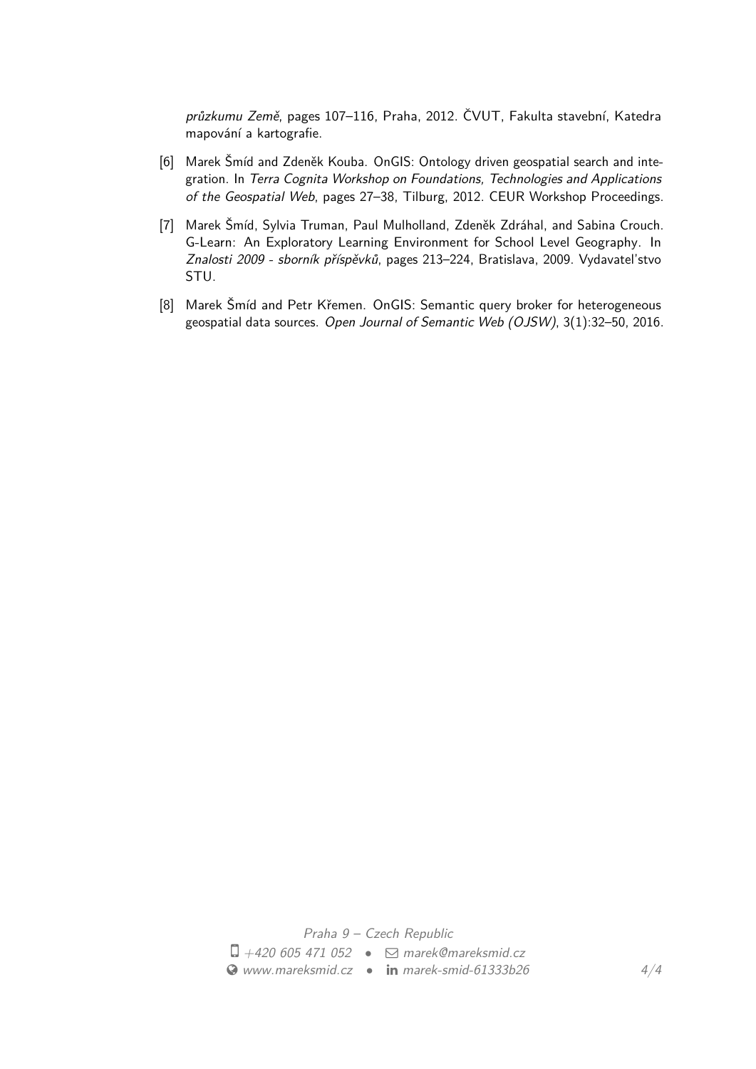*průzkumu Země*, pages 107–116, Praha, 2012. ČVUT, Fakulta stavební, Katedra mapování a kartografie.

[6] Marek Šmíd and Zdeněk Kouba. OnGIS: Ontology driven geospatial search and integration. In *Terra Cognita Workshop on Foundations, Technologies and Applications of the Geospatial Web*, pages 27–38, Tilburg, 2012. CEUR Workshop Proceedings.

[7] Marek Šmíd, Sylvia Truman, Paul Mulholland, Zdeněk Zdráhal, and Sabina Crouch. G-Learn: An Exploratory Learning Environment for School Level Geography. In *Znalosti 2009 - sborník příspěvků*, pages 213–224, Bratislava, 2009. Vydavateľstvo STU.

[8] Marek Šmíd and Petr Křemen. OnGIS: Semantic query broker for heterogeneous geospatial data sources. *Open Journal of Semantic Web (OJSW)*, 3(1):32–50, 2016.